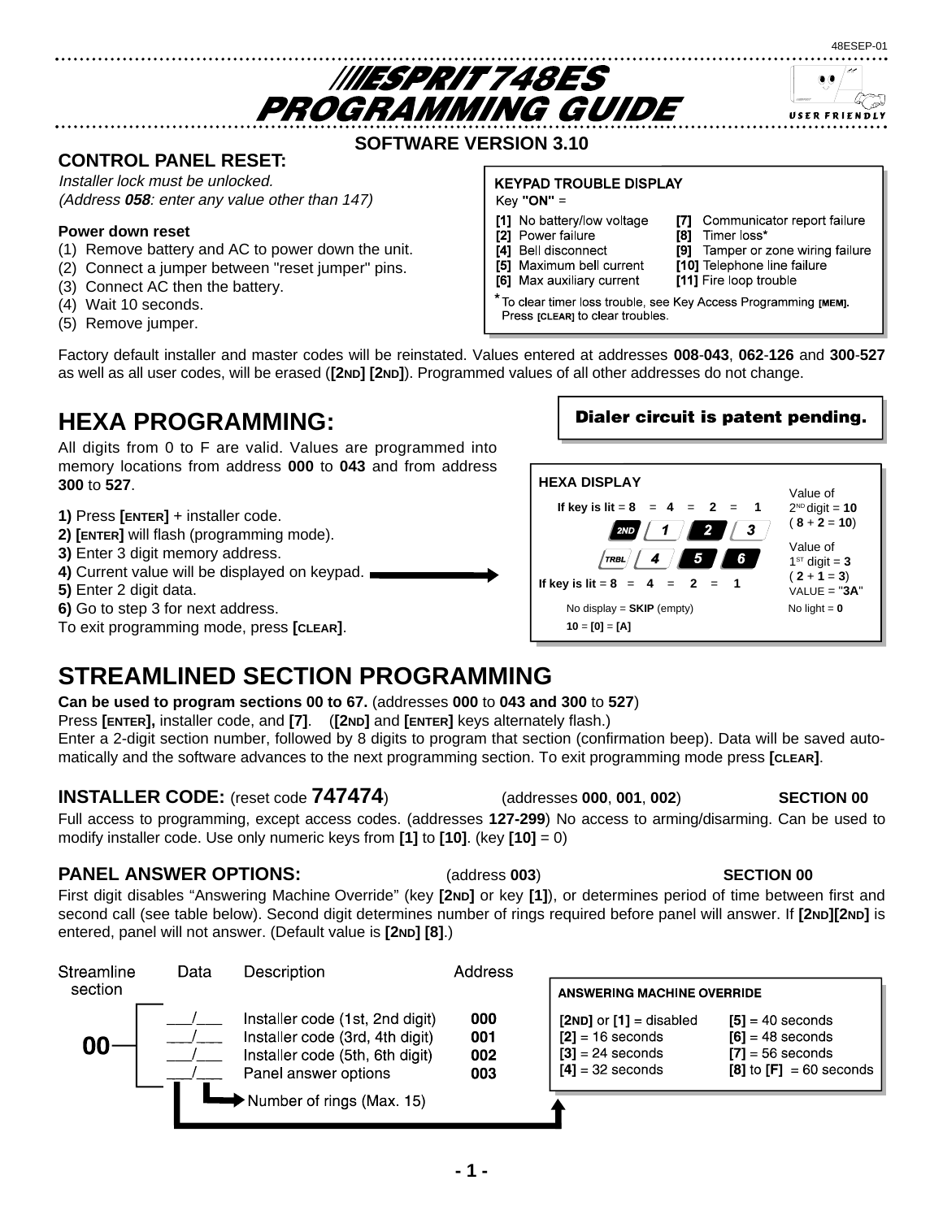48ESEP-01

# ESPRIT 748ES PROGRAMMING GUIDE

**SOFTWARE VERSION 3.10**

**CONTROL PANEL RESET:**

*Installer lock must be unlocked.*
*(Address **058**: enter any value other than 147)*

**Power down reset**

(1) Remove battery and AC to power down the unit.
(2) Connect a jumper between "reset jumper" pins.
(3) Connect AC then the battery.
(4) Wait 10 seconds.
(5) Remove jumper.

**KEYPAD TROUBLE DISPLAY**

Key **"ON"** =

| | |
|---|---|
| [1] No battery/low voltage | [7] Communicator report failure |
| [2] Power failure | [8] Timer loss* |
| [4] Bell disconnect | [9] Tamper or zone wiring failure |
| [5] Maximum bell current | [10] Telephone line failure |
| [6] Max auxiliary current | [11] Fire loop trouble |

* To clear timer loss trouble, see Key Access Programming **[MEM]**.
Press **[CLEAR]** to clear troubles.

Factory default installer and master codes will be reinstated. Values entered at addresses **008**-**043**, **062**-**126** and **300**-**527** as well as all user codes, will be erased (**[2ND] [2ND]**). Programmed values of all other addresses do not change.

**Dialer circuit is patent pending.**

## HEXA PROGRAMMING:

All digits from 0 to F are valid. Values are programmed into memory locations from address **000** to **043** and from address **300** to **527**.

**1)** Press **[ENTER]** + installer code.
**2) [ENTER]** will flash (programming mode).
**3)** Enter 3 digit memory address.
**4)** Current value will be displayed on keypad.
**5)** Enter 2 digit data.
**6)** Go to step 3 for next address.
To exit programming mode, press **[CLEAR]**.

**HEXA DISPLAY**

**If key is lit** = **8** = **4** = **2** = **1**
[2ND] [1] [2] [3]
[TRBL] [4] [5] [6]
**If key is lit** = **8** = **4** = **2** = **1**

Value of 2[ND] digit = **10** ( **8** + **2** = **10**)
Value of 1[ST] digit = **3** ( **2** + **1** = **3**)
VALUE = "**3A**"

No display = **SKIP** (empty)
No light = **0**
**10** = **[0]** = **[A]**

## STREAMLINED SECTION PROGRAMMING

**Can be used to program sections 00 to 67.** (addresses **000** to **043 and 300** to **527**)
Press **[ENTER],** installer code, and **[7]**. (**[2ND]** and **[ENTER]** keys alternately flash.)
Enter a 2-digit section number, followed by 8 digits to program that section (confirmation beep). Data will be saved automatically and the software advances to the next programming section. To exit programming mode press **[CLEAR]**.

### INSTALLER CODE: (reset code 747474) (addresses 000, 001, 002) SECTION 00

Full access to programming, except access codes. (addresses **127-299**) No access to arming/disarming. Can be used to modify installer code. Use only numeric keys from **[1]** to **[10]**. (key **[10]** = 0)

### PANEL ANSWER OPTIONS: (address 003) SECTION 00

First digit disables "Answering Machine Override" (key **[2ND]** or key **[1]**), or determines period of time between first and second call (see table below). Second digit determines number of rings required before panel will answer. If **[2ND][2ND]** is entered, panel will not answer. (Default value is **[2ND] [8]**.)

| Streamline section | Data | Description | Address |
|---|---|---|---|
| 00 | ___/___ | Installer code (1st, 2nd digit) | 000 |
| | ___/___ | Installer code (3rd, 4th digit) | 001 |
| | ___/___ | Installer code (5th, 6th digit) | 002 |
| | ___/___ | Panel answer options | 003 |

Number of rings (Max. 15)

**ANSWERING MACHINE OVERRIDE**

| | |
|---|---|
| **[2ND]** or **[1]** = disabled | **[5]** = 40 seconds |
| **[2]** = 16 seconds | **[6]** = 48 seconds |
| **[3]** = 24 seconds | **[7]** = 56 seconds |
| **[4]** = 32 seconds | **[8]** to **[F]** = 60 seconds |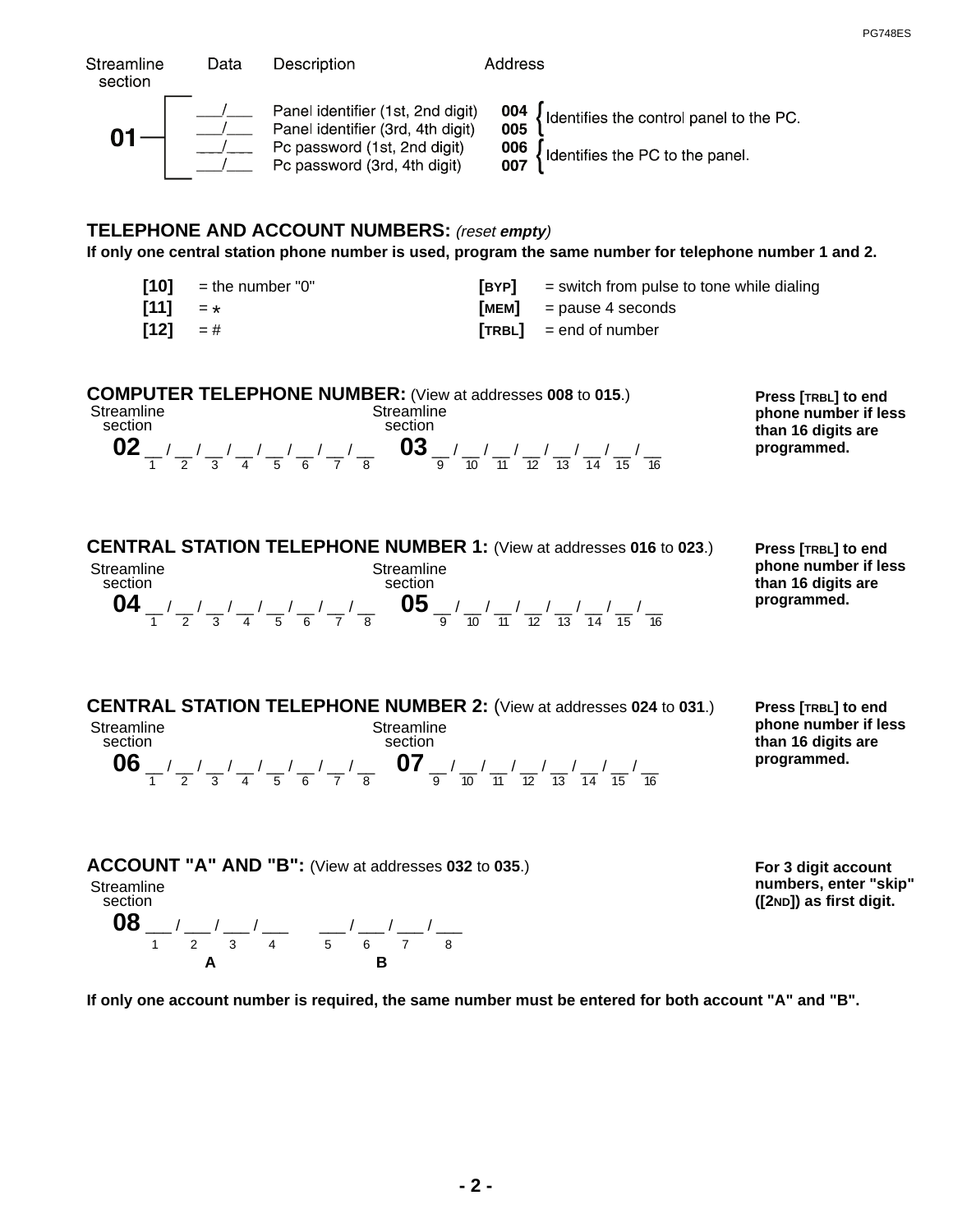| Streamline section | Data | Description | Address | |
|---|---|---|---|---|
| 01 | ___/___ | Panel identifier (1st, 2nd digit) | **004** | Identifies the control panel to the PC. |
| | ___/___ | Panel identifier (3rd, 4th digit) | **005** | |
| | ___/___ | Pc password (1st, 2nd digit) | **006** | Identifies the PC to the panel. |
| | ___/___ | Pc password (3rd, 4th digit) | **007** | |

## TELEPHONE AND ACCOUNT NUMBERS: *(reset **empty**)*

**If only one central station phone number is used, program the same number for telephone number 1 and 2.**

| | | | |
|---|---|---|---|
| **[10]** | = the number "0" | **[BYP]** | = switch from pulse to tone while dialing |
| **[11]** | = * | **[MEM]** | = pause 4 seconds |
| **[12]** | = # | **[TRBL]** | = end of number |

## COMPUTER TELEPHONE NUMBER: (View at addresses **008** to **015**.)

**Press [TRBL] to end phone number if less than 16 digits are programmed.**

Streamline section **02** __ / __ / __ / __ / __ / __ / __ / __ (1 2 3 4 5 6 7 8)

Streamline section **03** __ / __ / __ / __ / __ / __ / __ / __ (9 10 11 12 13 14 15 16)

## CENTRAL STATION TELEPHONE NUMBER 1: (View at addresses **016** to **023**.)

**Press [TRBL] to end phone number if less than 16 digits are programmed.**

Streamline section **04** __ / __ / __ / __ / __ / __ / __ / __ (1 2 3 4 5 6 7 8)

Streamline section **05** __ / __ / __ / __ / __ / __ / __ / __ (9 10 11 12 13 14 15 16)

## CENTRAL STATION TELEPHONE NUMBER 2: (View at addresses **024** to **031**.)

**Press [TRBL] to end phone number if less than 16 digits are programmed.**

Streamline section **06** __ / __ / __ / __ / __ / __ / __ / __ (1 2 3 4 5 6 7 8)

Streamline section **07** __ / __ / __ / __ / __ / __ / __ / __ (9 10 11 12 13 14 15 16)

## ACCOUNT "A" AND "B": (View at addresses **032** to **035**.)

**For 3 digit account numbers, enter "skip" ([2ND]) as first digit.**

Streamline section **08** ___ / ___ / ___ / ___ (1 2 3 4) **A**    ___ / ___ / ___ / ___ (5 6 7 8) **B**

**If only one account number is required, the same number must be entered for both account "A" and "B".**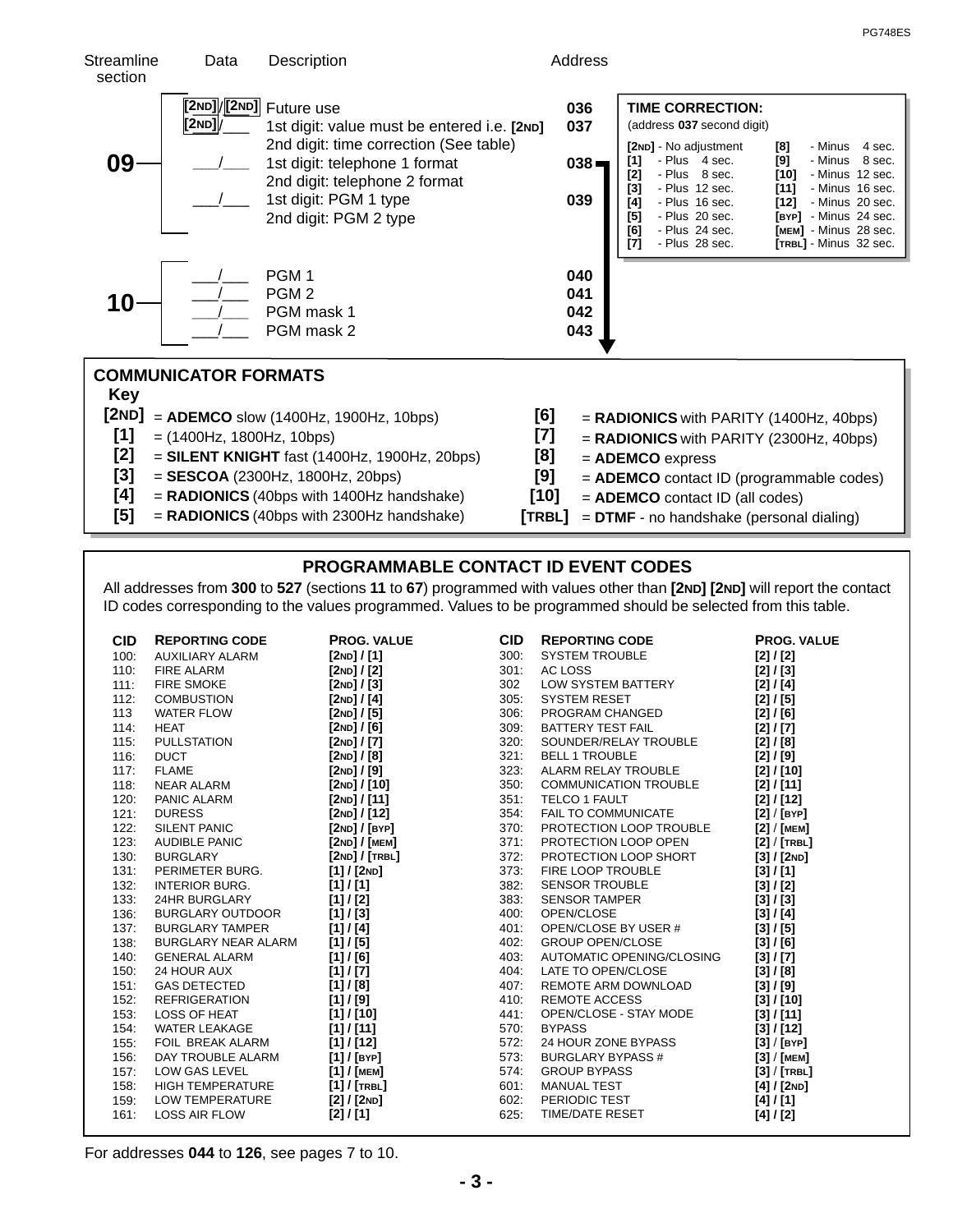| Streamline section | Data | Description | Address |
|---|---|---|---|
| 09 | [2ND]/[2ND] | Future use | 036 |
| | [2ND]/___ | 1st digit: value must be entered i.e. [2ND]<br>2nd digit: time correction (See table) | 037 |
| | ___/___ | 1st digit: telephone 1 format<br>2nd digit: telephone 2 format | 038 |
| | ___/___ | 1st digit: PGM 1 type<br>2nd digit: PGM 2 type | 039 |
| 10 | ___/___ | PGM 1 | 040 |
| | ___/___ | PGM 2 | 041 |
| | ___/___ | PGM mask 1 | 042 |
| | ___/___ | PGM mask 2 | 043 |

**TIME CORRECTION:**
(address **037** second digit)

| | | | |
|---|---|---|---|
| [2ND] | - No adjustment | [8] | - Minus 4 sec. |
| [1] | - Plus 4 sec. | [9] | - Minus 8 sec. |
| [2] | - Plus 8 sec. | [10] | - Minus 12 sec. |
| [3] | - Plus 12 sec. | [11] | - Minus 16 sec. |
| [4] | - Plus 16 sec. | [12] | - Minus 20 sec. |
| [5] | - Plus 20 sec. | [BYP] | - Minus 24 sec. |
| [6] | - Plus 24 sec. | [MEM] | - Minus 28 sec. |
| [7] | - Plus 28 sec. | [TRBL] | - Minus 32 sec. |

## COMMUNICATOR FORMATS

| Key | | Key | |
|---|---|---|---|
| [2ND] | = **ADEMCO** slow (1400Hz, 1900Hz, 10bps) | [6] | = **RADIONICS** with PARITY (1400Hz, 40bps) |
| [1] | = (1400Hz, 1800Hz, 10bps) | [7] | = **RADIONICS** with PARITY (2300Hz, 40bps) |
| [2] | = **SILENT KNIGHT** fast (1400Hz, 1900Hz, 20bps) | [8] | = **ADEMCO** express |
| [3] | = **SESCOA** (2300Hz, 1800Hz, 20bps) | [9] | = **ADEMCO** contact ID (programmable codes) |
| [4] | = **RADIONICS** (40bps with 1400Hz handshake) | [10] | = **ADEMCO** contact ID (all codes) |
| [5] | = **RADIONICS** (40bps with 2300Hz handshake) | [TRBL] | = **DTMF** - no handshake (personal dialing) |

## PROGRAMMABLE CONTACT ID EVENT CODES

All addresses from **300** to **527** (sections **11** to **67**) programmed with values other than **[2ND] [2ND]** will report the contact ID codes corresponding to the values programmed. Values to be programmed should be selected from this table.

| CID | REPORTING CODE | PROG. VALUE | CID | REPORTING CODE | PROG. VALUE |
|---|---|---|---|---|---|
| 100: | AUXILIARY ALARM | [2ND] / [1] | 300: | SYSTEM TROUBLE | [2] / [2] |
| 110: | FIRE ALARM | [2ND] / [2] | 301: | AC LOSS | [2] / [3] |
| 111: | FIRE SMOKE | [2ND] / [3] | 302 | LOW SYSTEM BATTERY | [2] / [4] |
| 112: | COMBUSTION | [2ND] / [4] | 305: | SYSTEM RESET | [2] / [5] |
| 113 | WATER FLOW | [2ND] / [5] | 306: | PROGRAM CHANGED | [2] / [6] |
| 114: | HEAT | [2ND] / [6] | 309: | BATTERY TEST FAIL | [2] / [7] |
| 115: | PULLSTATION | [2ND] / [7] | 320: | SOUNDER/RELAY TROUBLE | [2] / [8] |
| 116: | DUCT | [2ND] / [8] | 321: | BELL 1 TROUBLE | [2] / [9] |
| 117: | FLAME | [2ND] / [9] | 323: | ALARM RELAY TROUBLE | [2] / [10] |
| 118: | NEAR ALARM | [2ND] / [10] | 350: | COMMUNICATION TROUBLE | [2] / [11] |
| 120: | PANIC ALARM | [2ND] / [11] | 351: | TELCO 1 FAULT | [2] / [12] |
| 121: | DURESS | [2ND] / [12] | 354: | FAIL TO COMMUNICATE | [2] / [BYP] |
| 122: | SILENT PANIC | [2ND] / [BYP] | 370: | PROTECTION LOOP TROUBLE | [2] / [MEM] |
| 123: | AUDIBLE PANIC | [2ND] / [MEM] | 371: | PROTECTION LOOP OPEN | [2] / [TRBL] |
| 130: | BURGLARY | [2ND] / [TRBL] | 372: | PROTECTION LOOP SHORT | [3] / [2ND] |
| 131: | PERIMETER BURG. | [1] / [2ND] | 373: | FIRE LOOP TROUBLE | [3] / [1] |
| 132: | INTERIOR BURG. | [1] / [1] | 382: | SENSOR TROUBLE | [3] / [2] |
| 133: | 24HR BURGLARY | [1] / [2] | 383: | SENSOR TAMPER | [3] / [3] |
| 136: | BURGLARY OUTDOOR | [1] / [3] | 400: | OPEN/CLOSE | [3] / [4] |
| 137: | BURGLARY TAMPER | [1] / [4] | 401: | OPEN/CLOSE BY USER # | [3] / [5] |
| 138: | BURGLARY NEAR ALARM | [1] / [5] | 402: | GROUP OPEN/CLOSE | [3] / [6] |
| 140: | GENERAL ALARM | [1] / [6] | 403: | AUTOMATIC OPENING/CLOSING | [3] / [7] |
| 150: | 24 HOUR AUX | [1] / [7] | 404: | LATE TO OPEN/CLOSE | [3] / [8] |
| 151: | GAS DETECTED | [1] / [8] | 407: | REMOTE ARM DOWNLOAD | [3] / [9] |
| 152: | REFRIGERATION | [1] / [9] | 410: | REMOTE ACCESS | [3] / [10] |
| 153: | LOSS OF HEAT | [1] / [10] | 441: | OPEN/CLOSE - STAY MODE | [3] / [11] |
| 154: | WATER LEAKAGE | [1] / [11] | 570: | BYPASS | [3] / [12] |
| 155: | FOIL BREAK ALARM | [1] / [12] | 572: | 24 HOUR ZONE BYPASS | [3] / [BYP] |
| 156: | DAY TROUBLE ALARM | [1] / [BYP] | 573: | BURGLARY BYPASS # | [3] / [MEM] |
| 157: | LOW GAS LEVEL | [1] / [MEM] | 574: | GROUP BYPASS | [3] / [TRBL] |
| 158: | HIGH TEMPERATURE | [1] / [TRBL] | 601: | MANUAL TEST | [4] / [2ND] |
| 159: | LOW TEMPERATURE | [2] / [2ND] | 602: | PERIODIC TEST | [4] / [1] |
| 161: | LOSS AIR FLOW | [2] / [1] | 625: | TIME/DATE RESET | [4] / [2] |

For addresses **044** to **126**, see pages 7 to 10.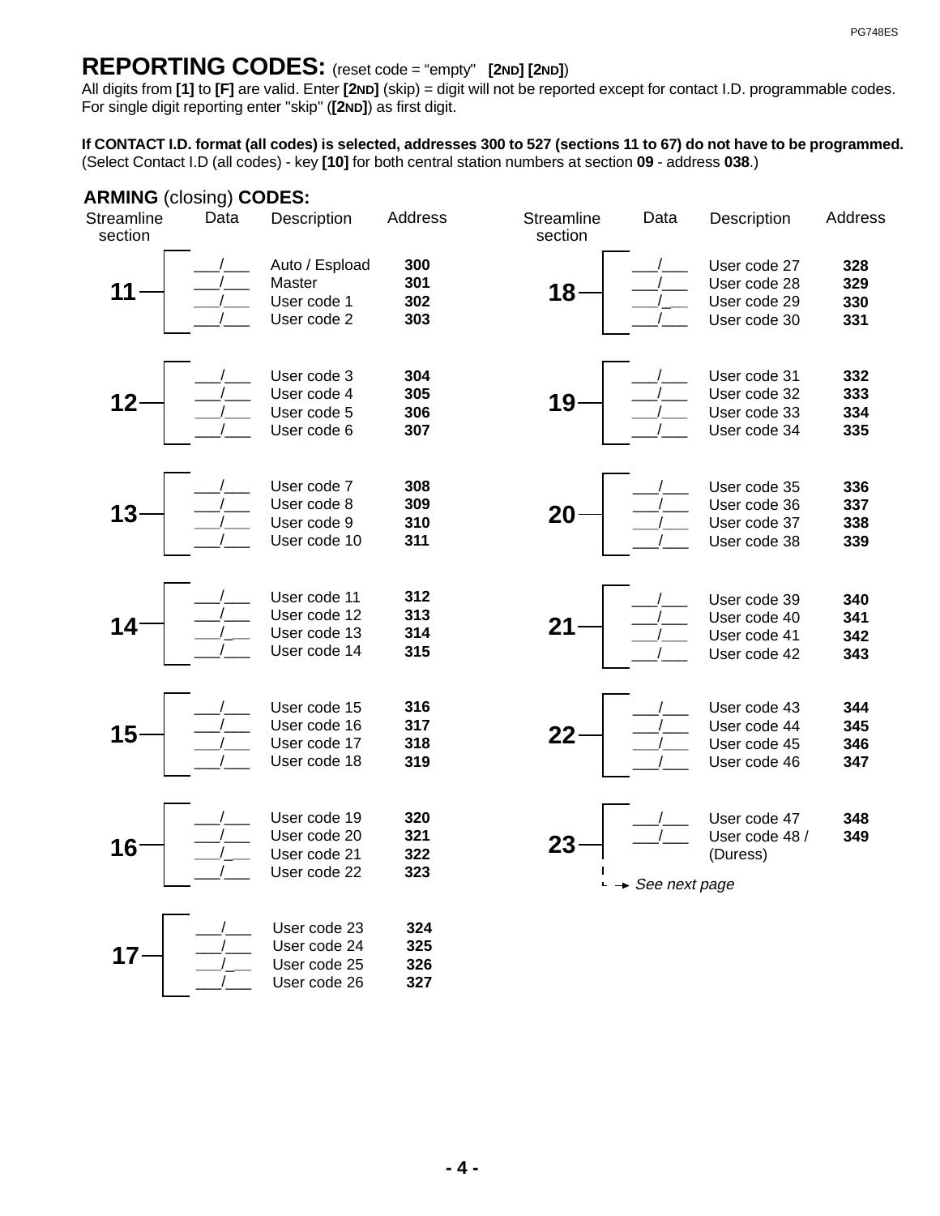# REPORTING CODES: (reset code = "empty" [2ND] [2ND])

All digits from **[1]** to **[F]** are valid. Enter **[2ND]** (skip) = digit will not be reported except for contact I.D. programmable codes. For single digit reporting enter "skip" (**[2ND]**) as first digit.

**If CONTACT I.D. format (all codes) is selected, addresses 300 to 527 (sections 11 to 67) do not have to be programmed.** (Select Contact I.D (all codes) - key **[10]** for both central station numbers at section **09** - address **038**.)

## ARMING (closing) CODES:

| Streamline section | Data | Description | Address |
|---|---|---|---|
| **11** | ___/___ | Auto / Espload | **300** |
| | ___/___ | Master | **301** |
| | ___/___ | User code 1 | **302** |
| | ___/___ | User code 2 | **303** |
| **12** | ___/___ | User code 3 | **304** |
| | ___/___ | User code 4 | **305** |
| | ___/___ | User code 5 | **306** |
| | ___/___ | User code 6 | **307** |
| **13** | ___/___ | User code 7 | **308** |
| | ___/___ | User code 8 | **309** |
| | ___/___ | User code 9 | **310** |
| | ___/___ | User code 10 | **311** |
| **14** | ___/___ | User code 11 | **312** |
| | ___/___ | User code 12 | **313** |
| | ___/___ | User code 13 | **314** |
| | ___/___ | User code 14 | **315** |
| **15** | ___/___ | User code 15 | **316** |
| | ___/___ | User code 16 | **317** |
| | ___/___ | User code 17 | **318** |
| | ___/___ | User code 18 | **319** |
| **16** | ___/___ | User code 19 | **320** |
| | ___/___ | User code 20 | **321** |
| | ___/___ | User code 21 | **322** |
| | ___/___ | User code 22 | **323** |
| **17** | ___/___ | User code 23 | **324** |
| | ___/___ | User code 24 | **325** |
| | ___/___ | User code 25 | **326** |
| | ___/___ | User code 26 | **327** |
| **18** | ___/___ | User code 27 | **328** |
| | ___/___ | User code 28 | **329** |
| | ___/___ | User code 29 | **330** |
| | ___/___ | User code 30 | **331** |
| **19** | ___/___ | User code 31 | **332** |
| | ___/___ | User code 32 | **333** |
| | ___/___ | User code 33 | **334** |
| | ___/___ | User code 34 | **335** |
| **20** | ___/___ | User code 35 | **336** |
| | ___/___ | User code 36 | **337** |
| | ___/___ | User code 37 | **338** |
| | ___/___ | User code 38 | **339** |
| **21** | ___/___ | User code 39 | **340** |
| | ___/___ | User code 40 | **341** |
| | ___/___ | User code 41 | **342** |
| | ___/___ | User code 42 | **343** |
| **22** | ___/___ | User code 43 | **344** |
| | ___/___ | User code 44 | **345** |
| | ___/___ | User code 45 | **346** |
| | ___/___ | User code 46 | **347** |
| **23** | ___/___ | User code 47 | **348** |
| | ___/___ | User code 48 / (Duress) | **349** |

→ *See next page*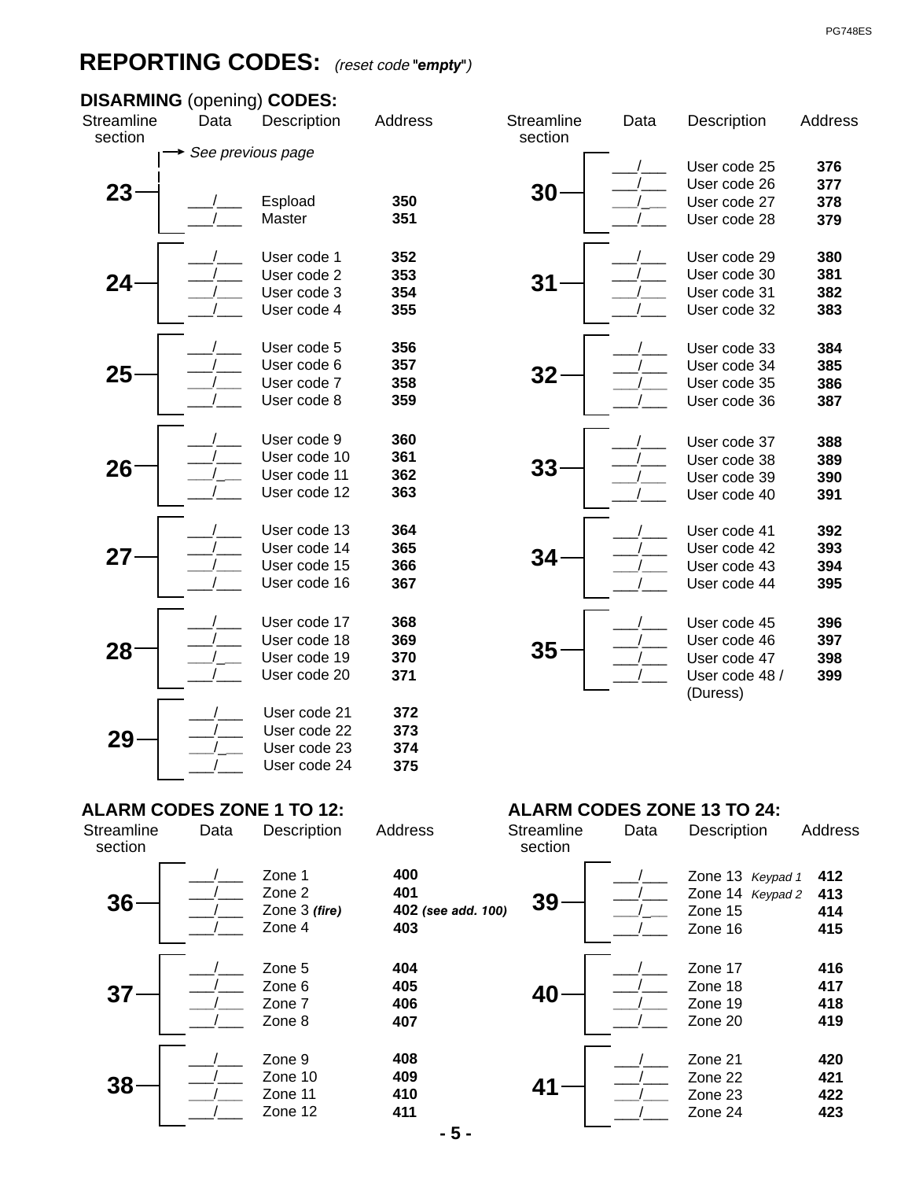# REPORTING CODES: *(reset code "**empty**")*

## DISARMING (opening) CODES:

| Streamline section | Data | Description | Address |
|---|---|---|---|
| 23 | | *See previous page* | |
| | ___/___ | Espload | 350 |
| | ___/___ | Master | 351 |
| 24 | ___/___ | User code 1 | 352 |
| | ___/___ | User code 2 | 353 |
| | ___/___ | User code 3 | 354 |
| | ___/___ | User code 4 | 355 |
| 25 | ___/___ | User code 5 | 356 |
| | ___/___ | User code 6 | 357 |
| | ___/___ | User code 7 | 358 |
| | ___/___ | User code 8 | 359 |
| 26 | ___/___ | User code 9 | 360 |
| | ___/___ | User code 10 | 361 |
| | ___/___ | User code 11 | 362 |
| | ___/___ | User code 12 | 363 |
| 27 | ___/___ | User code 13 | 364 |
| | ___/___ | User code 14 | 365 |
| | ___/___ | User code 15 | 366 |
| | ___/___ | User code 16 | 367 |
| 28 | ___/___ | User code 17 | 368 |
| | ___/___ | User code 18 | 369 |
| | ___/___ | User code 19 | 370 |
| | ___/___ | User code 20 | 371 |
| 29 | ___/___ | User code 21 | 372 |
| | ___/___ | User code 22 | 373 |
| | ___/___ | User code 23 | 374 |
| | ___/___ | User code 24 | 375 |
| 30 | ___/___ | User code 25 | 376 |
| | ___/___ | User code 26 | 377 |
| | ___/___ | User code 27 | 378 |
| | ___/___ | User code 28 | 379 |
| 31 | ___/___ | User code 29 | 380 |
| | ___/___ | User code 30 | 381 |
| | ___/___ | User code 31 | 382 |
| | ___/___ | User code 32 | 383 |
| 32 | ___/___ | User code 33 | 384 |
| | ___/___ | User code 34 | 385 |
| | ___/___ | User code 35 | 386 |
| | ___/___ | User code 36 | 387 |
| 33 | ___/___ | User code 37 | 388 |
| | ___/___ | User code 38 | 389 |
| | ___/___ | User code 39 | 390 |
| | ___/___ | User code 40 | 391 |
| 34 | ___/___ | User code 41 | 392 |
| | ___/___ | User code 42 | 393 |
| | ___/___ | User code 43 | 394 |
| | ___/___ | User code 44 | 395 |
| 35 | ___/___ | User code 45 | 396 |
| | ___/___ | User code 46 | 397 |
| | ___/___ | User code 47 | 398 |
| | ___/___ | User code 48 / (Duress) | 399 |

## ALARM CODES ZONE 1 TO 12:

| Streamline section | Data | Description | Address |
|---|---|---|---|
| 36 | ___/___ | Zone 1 | 400 |
| | ___/___ | Zone 2 | 401 |
| | ___/___ | Zone 3 ***(fire)*** | 402 ***(see add. 100)*** |
| | ___/___ | Zone 4 | 403 |
| 37 | ___/___ | Zone 5 | 404 |
| | ___/___ | Zone 6 | 405 |
| | ___/___ | Zone 7 | 406 |
| | ___/___ | Zone 8 | 407 |
| 38 | ___/___ | Zone 9 | 408 |
| | ___/___ | Zone 10 | 409 |
| | ___/___ | Zone 11 | 410 |
| | ___/___ | Zone 12 | 411 |

## ALARM CODES ZONE 13 TO 24:

| Streamline section | Data | Description | Address |
|---|---|---|---|
| 39 | ___/___ | Zone 13 *Keypad 1* | 412 |
| | ___/___ | Zone 14 *Keypad 2* | 413 |
| | ___/___ | Zone 15 | 414 |
| | ___/___ | Zone 16 | 415 |
| 40 | ___/___ | Zone 17 | 416 |
| | ___/___ | Zone 18 | 417 |
| | ___/___ | Zone 19 | 418 |
| | ___/___ | Zone 20 | 419 |
| 41 | ___/___ | Zone 21 | 420 |
| | ___/___ | Zone 22 | 421 |
| | ___/___ | Zone 23 | 422 |
| | ___/___ | Zone 24 | 423 |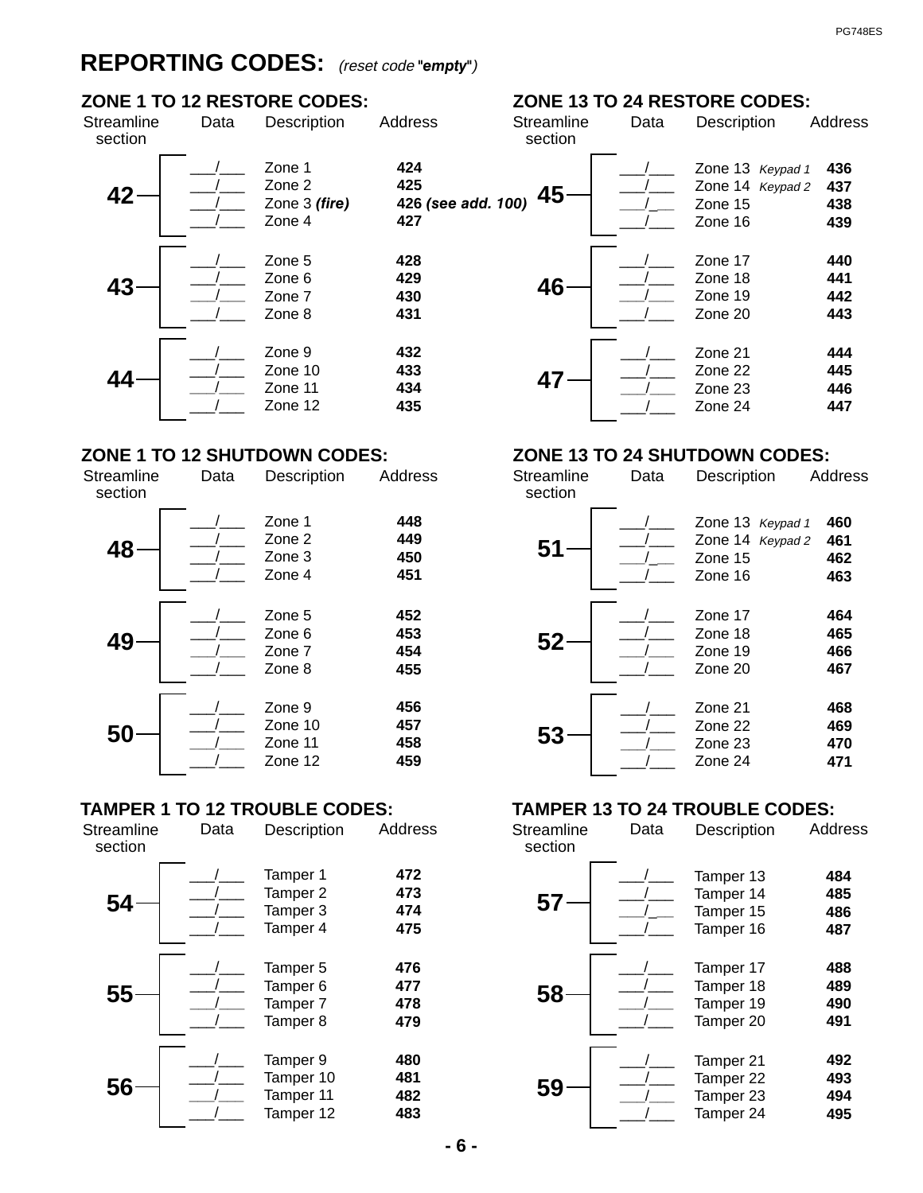## REPORTING CODES: *(reset code "**empty**")*

### ZONE 1 TO 12 RESTORE CODES:

| Streamline section | Data | Description | Address |
|---|---|---|---|
| 42 | ___/___ | Zone 1 | 424 |
| | ___/___ | Zone 2 | 425 |
| | ___/___ | Zone 3 ***(fire)*** | 426 ***(see add. 100)*** |
| | ___/___ | Zone 4 | 427 |
| 43 | ___/___ | Zone 5 | 428 |
| | ___/___ | Zone 6 | 429 |
| | ___/___ | Zone 7 | 430 |
| | ___/___ | Zone 8 | 431 |
| 44 | ___/___ | Zone 9 | 432 |
| | ___/___ | Zone 10 | 433 |
| | ___/___ | Zone 11 | 434 |
| | ___/___ | Zone 12 | 435 |

### ZONE 13 TO 24 RESTORE CODES:

| Streamline section | Data | Description | Address |
|---|---|---|---|
| 45 | ___/___ | Zone 13 *Keypad 1* | 436 |
| | ___/___ | Zone 14 *Keypad 2* | 437 |
| | ___/___ | Zone 15 | 438 |
| | ___/___ | Zone 16 | 439 |
| 46 | ___/___ | Zone 17 | 440 |
| | ___/___ | Zone 18 | 441 |
| | ___/___ | Zone 19 | 442 |
| | ___/___ | Zone 20 | 443 |
| 47 | ___/___ | Zone 21 | 444 |
| | ___/___ | Zone 22 | 445 |
| | ___/___ | Zone 23 | 446 |
| | ___/___ | Zone 24 | 447 |

### ZONE 1 TO 12 SHUTDOWN CODES:

| Streamline section | Data | Description | Address |
|---|---|---|---|
| 48 | ___/___ | Zone 1 | 448 |
| | ___/___ | Zone 2 | 449 |
| | ___/___ | Zone 3 | 450 |
| | ___/___ | Zone 4 | 451 |
| 49 | ___/___ | Zone 5 | 452 |
| | ___/___ | Zone 6 | 453 |
| | ___/___ | Zone 7 | 454 |
| | ___/___ | Zone 8 | 455 |
| 50 | ___/___ | Zone 9 | 456 |
| | ___/___ | Zone 10 | 457 |
| | ___/___ | Zone 11 | 458 |
| | ___/___ | Zone 12 | 459 |

### ZONE 13 TO 24 SHUTDOWN CODES:

| Streamline section | Data | Description | Address |
|---|---|---|---|
| 51 | ___/___ | Zone 13 *Keypad 1* | 460 |
| | ___/___ | Zone 14 *Keypad 2* | 461 |
| | ___/___ | Zone 15 | 462 |
| | ___/___ | Zone 16 | 463 |
| 52 | ___/___ | Zone 17 | 464 |
| | ___/___ | Zone 18 | 465 |
| | ___/___ | Zone 19 | 466 |
| | ___/___ | Zone 20 | 467 |
| 53 | ___/___ | Zone 21 | 468 |
| | ___/___ | Zone 22 | 469 |
| | ___/___ | Zone 23 | 470 |
| | ___/___ | Zone 24 | 471 |

### TAMPER 1 TO 12 TROUBLE CODES:

| Streamline section | Data | Description | Address |
|---|---|---|---|
| 54 | ___/___ | Tamper 1 | 472 |
| | ___/___ | Tamper 2 | 473 |
| | ___/___ | Tamper 3 | 474 |
| | ___/___ | Tamper 4 | 475 |
| 55 | ___/___ | Tamper 5 | 476 |
| | ___/___ | Tamper 6 | 477 |
| | ___/___ | Tamper 7 | 478 |
| | ___/___ | Tamper 8 | 479 |
| 56 | ___/___ | Tamper 9 | 480 |
| | ___/___ | Tamper 10 | 481 |
| | ___/___ | Tamper 11 | 482 |
| | ___/___ | Tamper 12 | 483 |

### TAMPER 13 TO 24 TROUBLE CODES:

| Streamline section | Data | Description | Address |
|---|---|---|---|
| 57 | ___/___ | Tamper 13 | 484 |
| | ___/___ | Tamper 14 | 485 |
| | ___/___ | Tamper 15 | 486 |
| | ___/___ | Tamper 16 | 487 |
| 58 | ___/___ | Tamper 17 | 488 |
| | ___/___ | Tamper 18 | 489 |
| | ___/___ | Tamper 19 | 490 |
| | ___/___ | Tamper 20 | 491 |
| 59 | ___/___ | Tamper 21 | 492 |
| | ___/___ | Tamper 22 | 493 |
| | ___/___ | Tamper 23 | 494 |
| | ___/___ | Tamper 24 | 495 |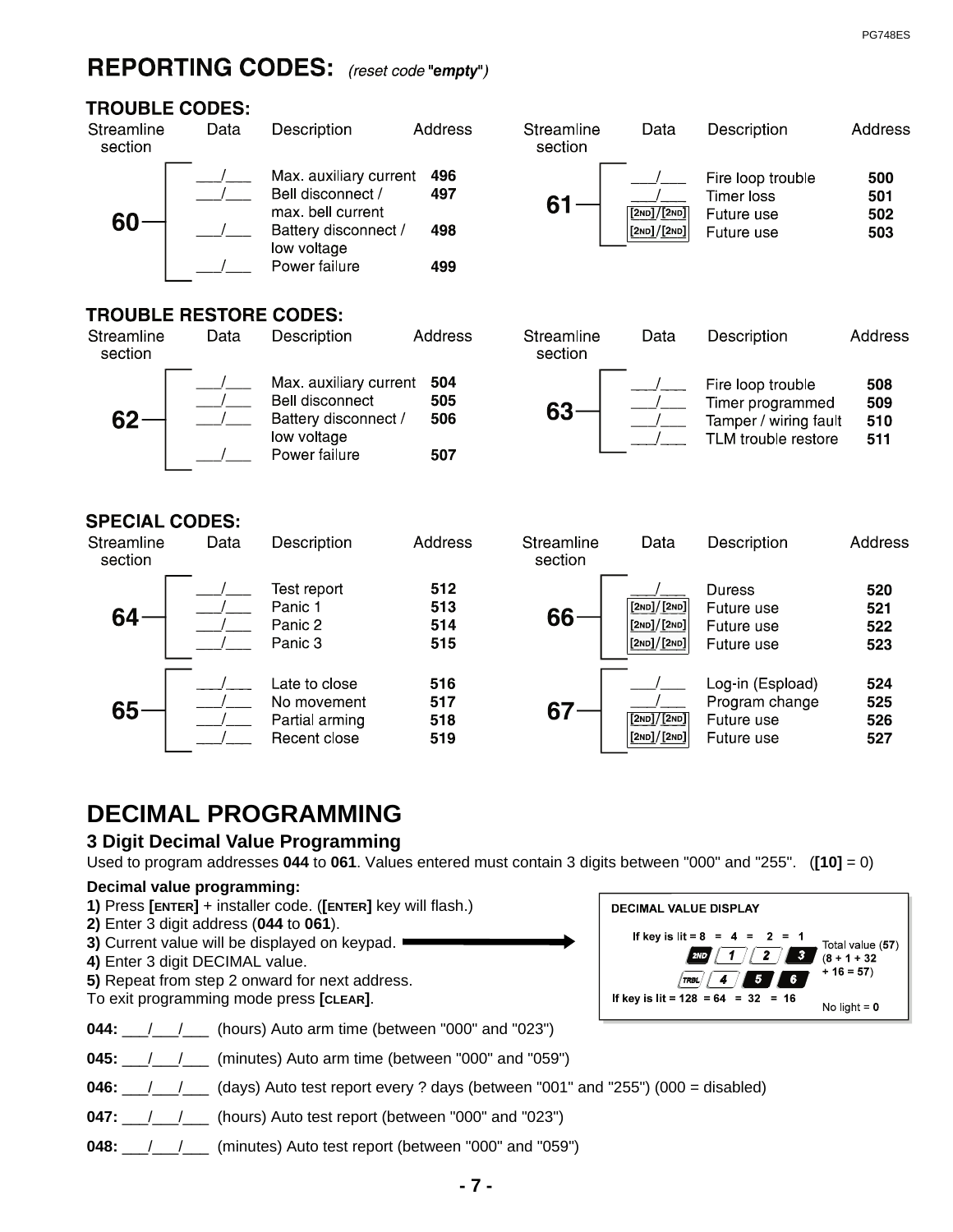# REPORTING CODES: *(reset code "**empty**")*

## TROUBLE CODES:

| Streamline section | Data | Description | Address |
|---|---|---|---|
| 60 | ___/___ | Max. auxiliary current | 496 |
| | ___/___ | Bell disconnect / max. bell current | 497 |
| | ___/___ | Battery disconnect / low voltage | 498 |
| | ___/___ | Power failure | 499 |

| Streamline section | Data | Description | Address |
|---|---|---|---|
| 61 | ___/___ | Fire loop trouble | 500 |
| | ___/___ | Timer loss | 501 |
| | [2ND]/[2ND] | Future use | 502 |
| | [2ND]/[2ND] | Future use | 503 |

## TROUBLE RESTORE CODES:

| Streamline section | Data | Description | Address |
|---|---|---|---|
| 62 | ___/___ | Max. auxiliary current | 504 |
| | ___/___ | Bell disconnect | 505 |
| | ___/___ | Battery disconnect / low voltage | 506 |
| | ___/___ | Power failure | 507 |

| Streamline section | Data | Description | Address |
|---|---|---|---|
| 63 | ___/___ | Fire loop trouble | 508 |
| | ___/___ | Timer programmed | 509 |
| | ___/___ | Tamper / wiring fault | 510 |
| | ___/___ | TLM trouble restore | 511 |

## SPECIAL CODES:

| Streamline section | Data | Description | Address |
|---|---|---|---|
| 64 | ___/___ | Test report | 512 |
| | ___/___ | Panic 1 | 513 |
| | ___/___ | Panic 2 | 514 |
| | ___/___ | Panic 3 | 515 |
| 65 | ___/___ | Late to close | 516 |
| | ___/___ | No movement | 517 |
| | ___/___ | Partial arming | 518 |
| | ___/___ | Recent close | 519 |

| Streamline section | Data | Description | Address |
|---|---|---|---|
| 66 | ___/___ | Duress | 520 |
| | [2ND]/[2ND] | Future use | 521 |
| | [2ND]/[2ND] | Future use | 522 |
| | [2ND]/[2ND] | Future use | 523 |
| 67 | ___/___ | Log-in (Espload) | 524 |
| | ___/___ | Program change | 525 |
| | [2ND]/[2ND] | Future use | 526 |
| | [2ND]/[2ND] | Future use | 527 |

# DECIMAL PROGRAMMING

### 3 Digit Decimal Value Programming

Used to program addresses **044** to **061**. Values entered must contain 3 digits between "000" and "255". (**[10]** = 0)

**Decimal value programming:**

**1)** Press **[ENTER]** + installer code. (**[ENTER]** key will flash.)
**2)** Enter 3 digit address (**044** to **061**).
**3)** Current value will be displayed on keypad.
**4)** Enter 3 digit DECIMAL value.
**5)** Repeat from step 2 onward for next address.
To exit programming mode press **[CLEAR]**.

**DECIMAL VALUE DISPLAY**

If key is lit = 8 = 4 = 2 = 1 — keys: 2ND, 1, 2, 3
If key is lit = 128 = 64 = 32 = 16 — keys: TRBL, 4, 5, 6

Total value (**57**) (8 + 1 + 32 + 16 = 57)

No light = **0**

**044:** ___/___/___ (hours) Auto arm time (between "000" and "023")

**045:** ___/___/___ (minutes) Auto arm time (between "000" and "059")

**046:** ___/___/___ (days) Auto test report every ? days (between "001" and "255") (000 = disabled)

**047:** ___/___/___ (hours) Auto test report (between "000" and "023")

**048:** ___/___/___ (minutes) Auto test report (between "000" and "059")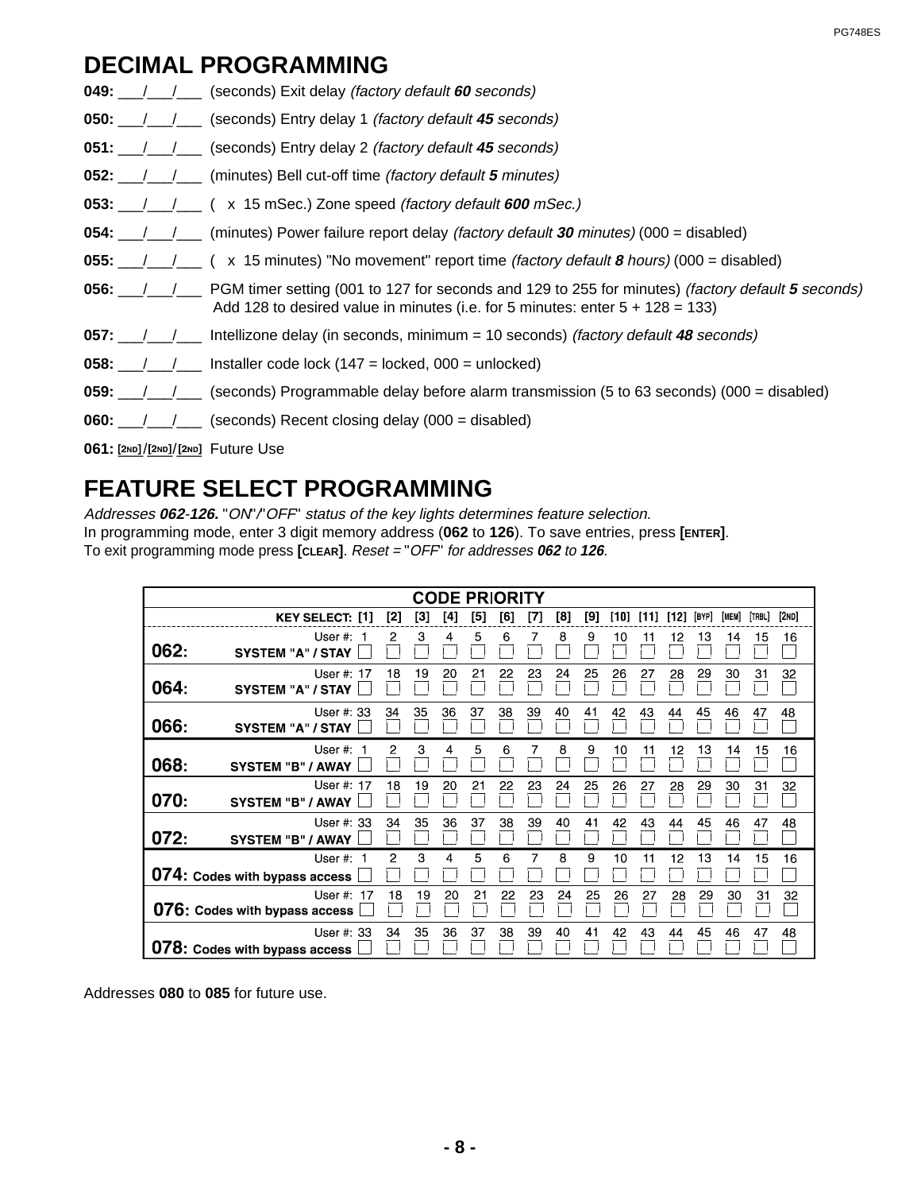# DECIMAL PROGRAMMING

**049:** ___/___/___ (seconds) Exit delay *(factory default **60** seconds)*

**050:** ___/___/___ (seconds) Entry delay 1 *(factory default **45** seconds)*

**051:** ___/___/___ (seconds) Entry delay 2 *(factory default **45** seconds)*

**052:** ___/___/___ (minutes) Bell cut-off time *(factory default **5** minutes)*

**053:** ___/___/___ ( x 15 mSec.) Zone speed *(factory default **600** mSec.)*

**054:** ___/___/___ (minutes) Power failure report delay *(factory default **30** minutes)* (000 = disabled)

**055:** ___/___/___ ( x 15 minutes) "No movement" report time *(factory default **8** hours)* (000 = disabled)

**056:** ___/___/___ PGM timer setting (001 to 127 for seconds and 129 to 255 for minutes) *(factory default **5** seconds)* Add 128 to desired value in minutes (i.e. for 5 minutes: enter 5 + 128 = 133)

**057:** ___/___/___ Intellizone delay (in seconds, minimum = 10 seconds) *(factory default **48** seconds)*

**058:** ___/___/___ Installer code lock (147 = locked, 000 = unlocked)

**059:** ___/___/___ (seconds) Programmable delay before alarm transmission (5 to 63 seconds) (000 = disabled)

**060:** ___/___/___ (seconds) Recent closing delay (000 = disabled)

**061:** [2ND]/[2ND]/[2ND] Future Use

# FEATURE SELECT PROGRAMMING

*Addresses **062**-**126.** "ON"/"OFF" status of the key lights determines feature selection.*
In programming mode, enter 3 digit memory address (**062** to **126**). To save entries, press **[ENTER]**.
To exit programming mode press **[CLEAR]**. *Reset = "OFF" for addresses **062** to **126**.*

**CODE PRIORITY**

| KEY SELECT: | [1] | [2] | [3] | [4] | [5] | [6] | [7] | [8] | [9] | [10] | [11] | [12] | [BYP] | [MEM] | [TRBL] | [2ND] |
|---|---|---|---|---|---|---|---|---|---|---|---|---|---|---|---|---|
| **062:** SYSTEM "A" / STAY — User #: | 1 ☐ | 2 ☐ | 3 ☐ | 4 ☐ | 5 ☐ | 6 ☐ | 7 ☐ | 8 ☐ | 9 ☐ | 10 ☐ | 11 ☐ | 12 ☐ | 13 ☐ | 14 ☐ | 15 ☐ | 16 ☐ |
| **064:** SYSTEM "A" / STAY — User #: | 17 ☐ | 18 ☐ | 19 ☐ | 20 ☐ | 21 ☐ | 22 ☐ | 23 ☐ | 24 ☐ | 25 ☐ | 26 ☐ | 27 ☐ | 28 ☐ | 29 ☐ | 30 ☐ | 31 ☐ | 32 ☐ |
| **066:** SYSTEM "A" / STAY — User #: | 33 ☐ | 34 ☐ | 35 ☐ | 36 ☐ | 37 ☐ | 38 ☐ | 39 ☐ | 40 ☐ | 41 ☐ | 42 ☐ | 43 ☐ | 44 ☐ | 45 ☐ | 46 ☐ | 47 ☐ | 48 ☐ |
| **068:** SYSTEM "B" / AWAY — User #: | 1 ☐ | 2 ☐ | 3 ☐ | 4 ☐ | 5 ☐ | 6 ☐ | 7 ☐ | 8 ☐ | 9 ☐ | 10 ☐ | 11 ☐ | 12 ☐ | 13 ☐ | 14 ☐ | 15 ☐ | 16 ☐ |
| **070:** SYSTEM "B" / AWAY — User #: | 17 ☐ | 18 ☐ | 19 ☐ | 20 ☐ | 21 ☐ | 22 ☐ | 23 ☐ | 24 ☐ | 25 ☐ | 26 ☐ | 27 ☐ | 28 ☐ | 29 ☐ | 30 ☐ | 31 ☐ | 32 ☐ |
| **072:** SYSTEM "B" / AWAY — User #: | 33 ☐ | 34 ☐ | 35 ☐ | 36 ☐ | 37 ☐ | 38 ☐ | 39 ☐ | 40 ☐ | 41 ☐ | 42 ☐ | 43 ☐ | 44 ☐ | 45 ☐ | 46 ☐ | 47 ☐ | 48 ☐ |
| **074:** Codes with bypass access — User #: | 1 ☐ | 2 ☐ | 3 ☐ | 4 ☐ | 5 ☐ | 6 ☐ | 7 ☐ | 8 ☐ | 9 ☐ | 10 ☐ | 11 ☐ | 12 ☐ | 13 ☐ | 14 ☐ | 15 ☐ | 16 ☐ |
| **076:** Codes with bypass access — User #: | 17 ☐ | 18 ☐ | 19 ☐ | 20 ☐ | 21 ☐ | 22 ☐ | 23 ☐ | 24 ☐ | 25 ☐ | 26 ☐ | 27 ☐ | 28 ☐ | 29 ☐ | 30 ☐ | 31 ☐ | 32 ☐ |
| **078:** Codes with bypass access — User #: | 33 ☐ | 34 ☐ | 35 ☐ | 36 ☐ | 37 ☐ | 38 ☐ | 39 ☐ | 40 ☐ | 41 ☐ | 42 ☐ | 43 ☐ | 44 ☐ | 45 ☐ | 46 ☐ | 47 ☐ | 48 ☐ |

Addresses **080** to **085** for future use.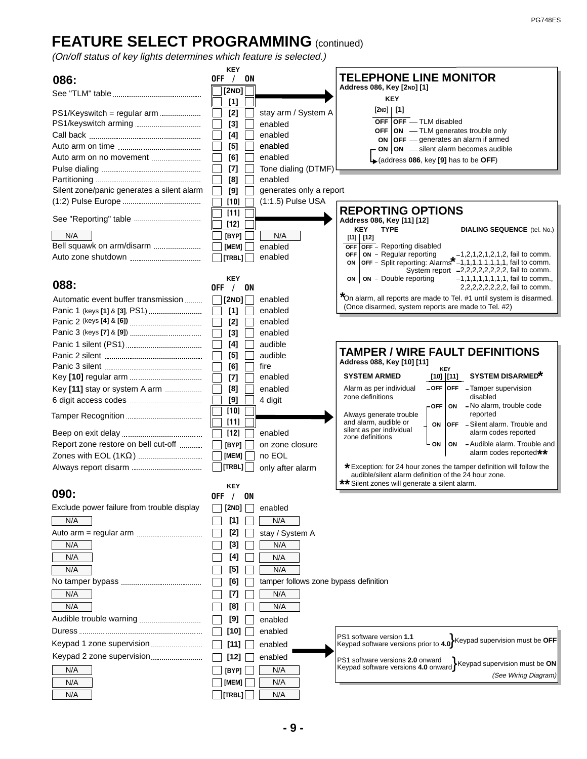# FEATURE SELECT PROGRAMMING (continued)

*(On/off status of key lights determines which feature is selected.)*

## 086:

| Feature | OFF | KEY | ON |
|---|---|---|---|
| See "TLM" table | | [2ND] | |
| | | [1] | |
| PS1/Keyswitch = regular arm | | [2] | stay arm / System A |
| PS1/keyswitch arming | | [3] | enabled |
| Call back | | [4] | enabled |
| Auto arm on time | | [5] | enabled |
| Auto arm on no movement | | [6] | enabled |
| Pulse dialing | | [7] | Tone dialing (DTMF) |
| Partitioning | | [8] | enabled |
| Silent zone/panic generates a silent alarm | | [9] | generates only a report |
| (1:2) Pulse Europe | | [10] | (1:1.5) Pulse USA |
| See "Reporting" table | | [11] | |
| | | [12] | |
| N/A | | [BYP] | N/A |
| Bell squawk on arm/disarm | | [MEM] | enabled |
| Auto zone shutdown | | [TRBL] | enabled |

### TELEPHONE LINE MONITOR

Address 086, Key [2ND] [1]

| [2ND] | [1] | |
|---|---|---|
| OFF | OFF | TLM disabled |
| OFF | ON | TLM generates trouble only |
| ON | OFF | generates an alarm if armed |
| ON | ON | silent alarm becomes audible |

(address **086**, key **[9]** has to be **OFF**)

### REPORTING OPTIONS

Address 086, Key [11] [12]

| [11] | [12] | TYPE | DIALING SEQUENCE (tel. No.) |
|---|---|---|---|
| OFF | OFF | Reporting disabled | |
| OFF | ON | Regular reporting | 1,2,1,2,1,2,1,2, fail to comm. |
| ON | OFF | Split reporting: Alarms* | 1,1,1,1,1,1,1,1, fail to comm. |
| | | System report | 2,2,2,2,2,2,2,2, fail to comm. |
| ON | ON | Double reporting | 1,1,1,1,1,1,1,1, fail to comm., 2,2,2,2,2,2,2,2, fail to comm. |

*On alarm, all reports are made to Tel. #1 until system is disarmed. (Once disarmed, system reports are made to Tel. #2)

## 088:

| Feature | OFF | KEY | ON |
|---|---|---|---|
| Automatic event buffer transmission | | [2ND] | enabled |
| Panic 1 (keys [1] & [3], PS1) | | [1] | enabled |
| Panic 2 (keys [4] & [6]) | | [2] | enabled |
| Panic 3 (keys [7] & [9]) | | [3] | enabled |
| Panic 1 silent (PS1) | | [4] | audible |
| Panic 2 silent | | [5] | audible |
| Panic 3 silent | | [6] | fire |
| Key [10] regular arm | | [7] | enabled |
| Key [11] stay or system A arm | | [8] | enabled |
| 6 digit access codes | | [9] | 4 digit |
| Tamper Recognition | | [10] | |
| | | [11] | |
| Beep on exit delay | | [12] | enabled |
| Report zone restore on bell cut-off | | [BYP] | on zone closure |
| Zones with EOL (1KΩ) | | [MEM] | no EOL |
| Always report disarm | | [TRBL] | only after alarm |

### TAMPER / WIRE FAULT DEFINITIONS

Address 088, Key [10] [11]

| SYSTEM ARMED | [10] | [11] | SYSTEM DISARMED* |
|---|---|---|---|
| Alarm as per individual zone definitions | OFF | OFF | Tamper supervision disabled |
| Always generate trouble and alarm, audible or silent as per individual zone definitions | OFF | ON | No alarm, trouble code reported |
| | ON | OFF | Silent alarm. Trouble and alarm codes reported |
| | ON | ON | Audible alarm. Trouble and alarm codes reported** |

*Exception: for 24 hour zones the tamper definition will follow the audible/silent alarm definition of the 24 hour zone.

**Silent zones will generate a silent alarm.

## 090:

| Feature | OFF | KEY | ON |
|---|---|---|---|
| Exclude power failure from trouble display | | [2ND] | enabled |
| N/A | | [1] | N/A |
| Auto arm = regular arm | | [2] | stay / System A |
| N/A | | [3] | N/A |
| N/A | | [4] | N/A |
| N/A | | [5] | N/A |
| No tamper bypass | | [6] | tamper follows zone bypass definition |
| N/A | | [7] | N/A |
| N/A | | [8] | N/A |
| Audible trouble warning | | [9] | enabled |
| Duress | | [10] | enabled |
| Keypad 1 zone supervision | | [11] | enabled |
| Keypad 2 zone supervision | | [12] | enabled |
| N/A | | [BYP] | N/A |
| N/A | | [MEM] | N/A |
| N/A | | [TRBL] | N/A |

PS1 software version **1.1**
Keypad software versions prior to **4.0** } Keypad supervision must be **OFF**

PS1 software versions **2.0** onward
Keypad software versions **4.0** onward } Keypad supervision must be **ON**

*(See Wiring Diagram)*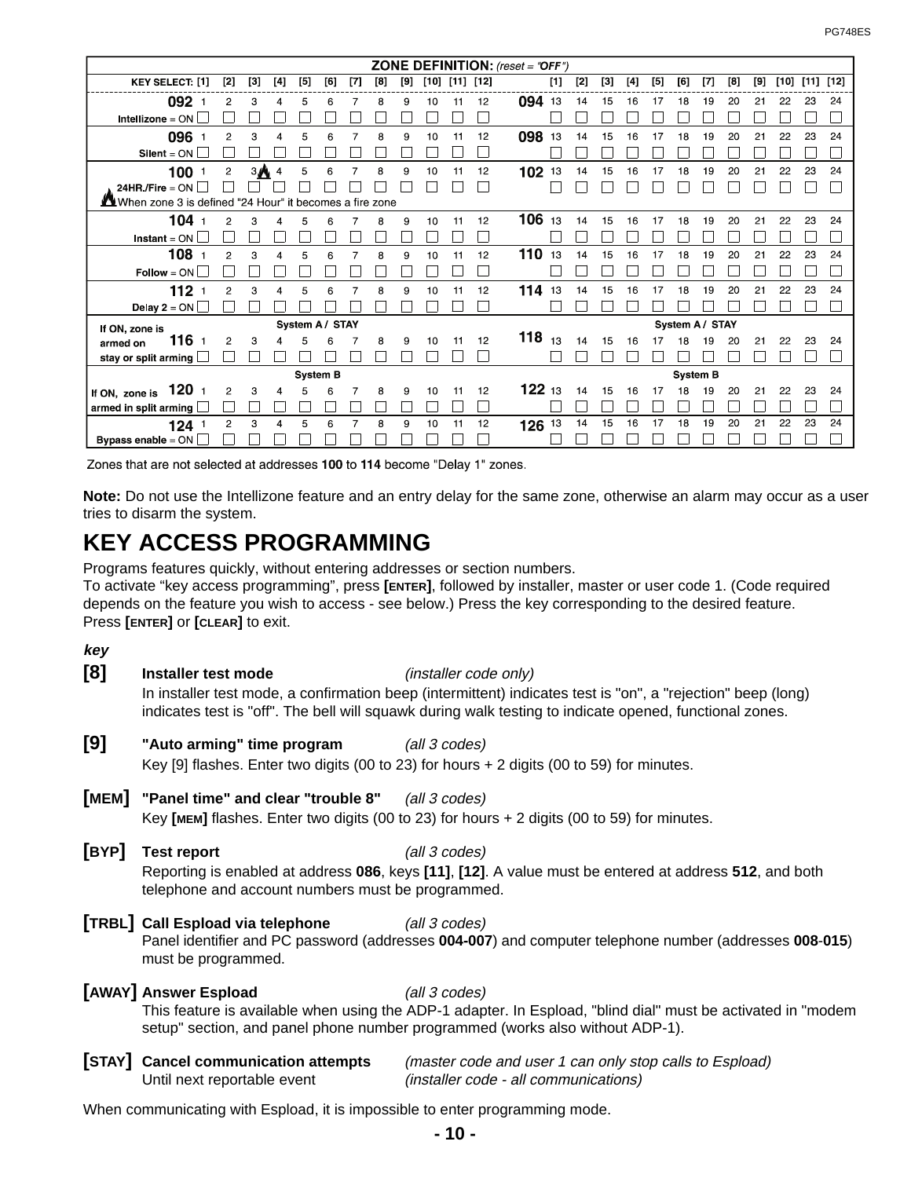## ZONE DEFINITION: *(reset = "OFF")*

| KEY SELECT: | [1] | [2] | [3] | [4] | [5] | [6] | [7] | [8] | [9] | [10] | [11] | [12] | | [1] | [2] | [3] | [4] | [5] | [6] | [7] | [8] | [9] | [10] | [11] | [12] |
|---|---|---|---|---|---|---|---|---|---|---|---|---|---|---|---|---|---|---|---|---|---|---|---|---|---|
| **092** Intellizone = ON | 1 | 2 | 3 | 4 | 5 | 6 | 7 | 8 | 9 | 10 | 11 | 12 | **094** | 13 | 14 | 15 | 16 | 17 | 18 | 19 | 20 | 21 | 22 | 23 | 24 |
| **096** Silent = ON | 1 | 2 | 3 | 4 | 5 | 6 | 7 | 8 | 9 | 10 | 11 | 12 | **098** | 13 | 14 | 15 | 16 | 17 | 18 | 19 | 20 | 21 | 22 | 23 | 24 |
| **100** 24HR./Fire = ON (When zone 3 is defined "24 Hour" it becomes a fire zone) | 1 | 2 | 3 | 4 | 5 | 6 | 7 | 8 | 9 | 10 | 11 | 12 | **102** | 13 | 14 | 15 | 16 | 17 | 18 | 19 | 20 | 21 | 22 | 23 | 24 |
| **104** Instant = ON | 1 | 2 | 3 | 4 | 5 | 6 | 7 | 8 | 9 | 10 | 11 | 12 | **106** | 13 | 14 | 15 | 16 | 17 | 18 | 19 | 20 | 21 | 22 | 23 | 24 |
| **108** Follow = ON | 1 | 2 | 3 | 4 | 5 | 6 | 7 | 8 | 9 | 10 | 11 | 12 | **110** | 13 | 14 | 15 | 16 | 17 | 18 | 19 | 20 | 21 | 22 | 23 | 24 |
| **112** Delay 2 = ON | 1 | 2 | 3 | 4 | 5 | 6 | 7 | 8 | 9 | 10 | 11 | 12 | **114** | 13 | 14 | 15 | 16 | 17 | 18 | 19 | 20 | 21 | 22 | 23 | 24 |
| **116** If ON, zone is armed on stay or split arming (System A / STAY) | 1 | 2 | 3 | 4 | 5 | 6 | 7 | 8 | 9 | 10 | 11 | 12 | **118** (System A / STAY) | 13 | 14 | 15 | 16 | 17 | 18 | 19 | 20 | 21 | 22 | 23 | 24 |
| **120** If ON, zone is armed in split arming (System B) | 1 | 2 | 3 | 4 | 5 | 6 | 7 | 8 | 9 | 10 | 11 | 12 | **122** (System B) | 13 | 14 | 15 | 16 | 17 | 18 | 19 | 20 | 21 | 22 | 23 | 24 |
| **124** Bypass enable = ON | 1 | 2 | 3 | 4 | 5 | 6 | 7 | 8 | 9 | 10 | 11 | 12 | **126** | 13 | 14 | 15 | 16 | 17 | 18 | 19 | 20 | 21 | 22 | 23 | 24 |

Zones that are not selected at addresses **100** to **114** become "Delay 1" zones.

**Note:** Do not use the Intellizone feature and an entry delay for the same zone, otherwise an alarm may occur as a user tries to disarm the system.

# KEY ACCESS PROGRAMMING

Programs features quickly, without entering addresses or section numbers.
To activate "key access programming", press **[ENTER]**, followed by installer, master or user code 1. (Code required depends on the feature you wish to access - see below.) Press the key corresponding to the desired feature.
Press **[ENTER]** or **[CLEAR]** to exit.

***key***

**[8]** **Installer test mode** *(installer code only)*
In installer test mode, a confirmation beep (intermittent) indicates test is "on", a "rejection" beep (long) indicates test is "off". The bell will squawk during walk testing to indicate opened, functional zones.

**[9]** **"Auto arming" time program** *(all 3 codes)*
Key [9] flashes. Enter two digits (00 to 23) for hours + 2 digits (00 to 59) for minutes.

**[MEM]** **"Panel time" and clear "trouble 8"** *(all 3 codes)*
Key **[MEM]** flashes. Enter two digits (00 to 23) for hours + 2 digits (00 to 59) for minutes.

**[BYP]** **Test report** *(all 3 codes)*
Reporting is enabled at address **086**, keys **[11]**, **[12]**. A value must be entered at address **512**, and both telephone and account numbers must be programmed.

**[TRBL]** **Call Espload via telephone** *(all 3 codes)*
Panel identifier and PC password (addresses **004-007**) and computer telephone number (addresses **008**-**015**) must be programmed.

**[AWAY]** **Answer Espload** *(all 3 codes)*
This feature is available when using the ADP-1 adapter. In Espload, "blind dial" must be activated in "modem setup" section, and panel phone number programmed (works also without ADP-1).

**[STAY]** **Cancel communication attempts** *(master code and user 1 can only stop calls to Espload)*
Until next reportable event *(installer code - all communications)*

When communicating with Espload, it is impossible to enter programming mode.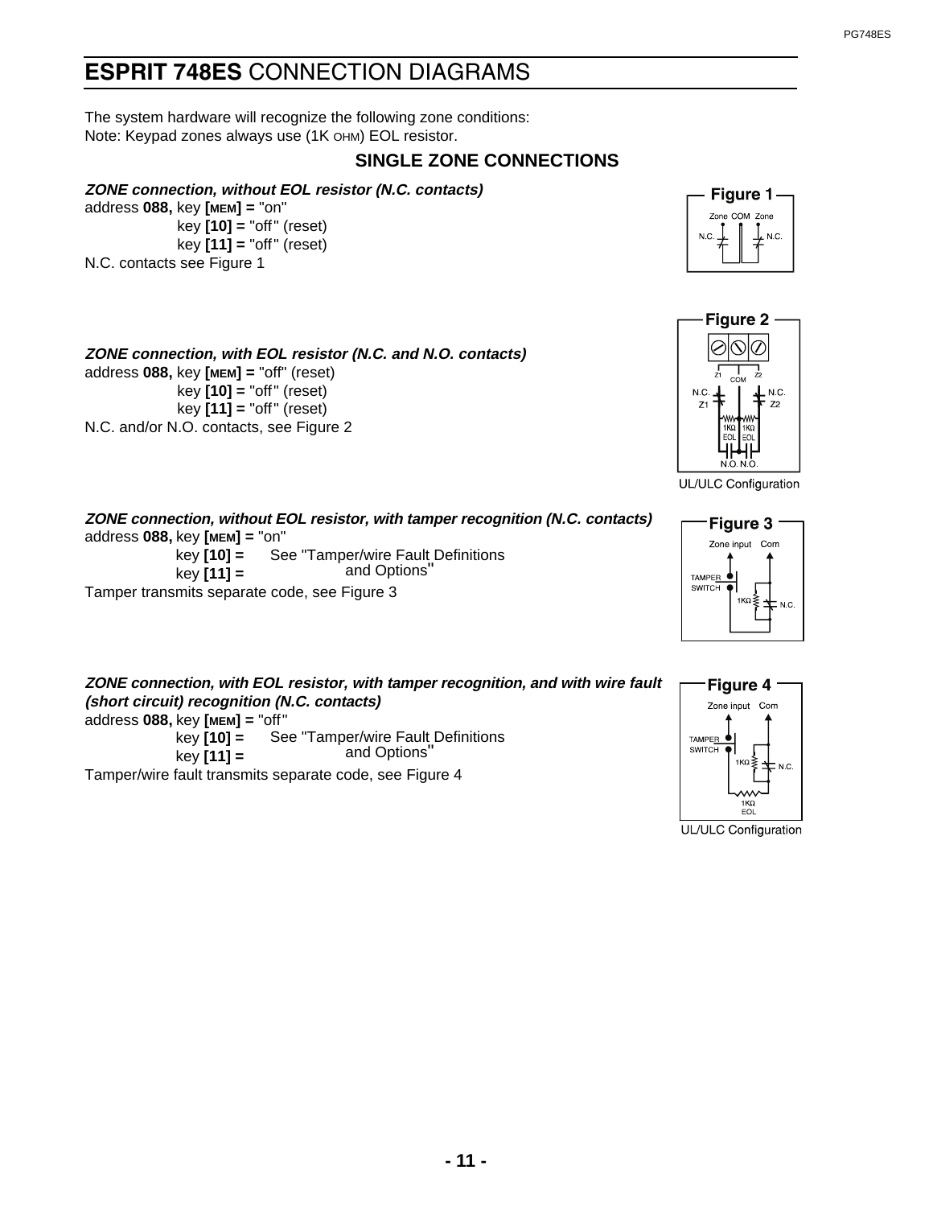# **ESPRIT 748ES** CONNECTION DIAGRAMS

The system hardware will recognize the following zone conditions:
Note: Keypad zones always use (1K OHM) EOL resistor.

### SINGLE ZONE CONNECTIONS

***ZONE connection, without EOL resistor (N.C. contacts)***
address **088,** key **[MEM] =** "on"
key **[10] =** "off" (reset)
key **[11] =** "off" (reset)
N.C. contacts see Figure 1

***ZONE connection, with EOL resistor (N.C. and N.O. contacts)***
address **088,** key **[MEM] =** "off" (reset)
key **[10] =** "off" (reset)
key **[11] =** "off" (reset)
N.C. and/or N.O. contacts, see Figure 2

***ZONE connection, without EOL resistor, with tamper recognition (N.C. contacts)***
address **088,** key **[MEM] =** "on"
key **[10] =** See "Tamper/wire Fault Definitions and Options"
key **[11] =**
Tamper transmits separate code, see Figure 3

***ZONE connection, with EOL resistor, with tamper recognition, and with wire fault (short circuit) recognition (N.C. contacts)***
address **088,** key **[MEM] =** "off"
key **[10] =** See "Tamper/wire Fault Definitions and Options"
key **[11] =**
Tamper/wire fault transmits separate code, see Figure 4

Figure 1

Figure 2

UL/ULC Configuration

Figure 3

Figure 4

UL/ULC Configuration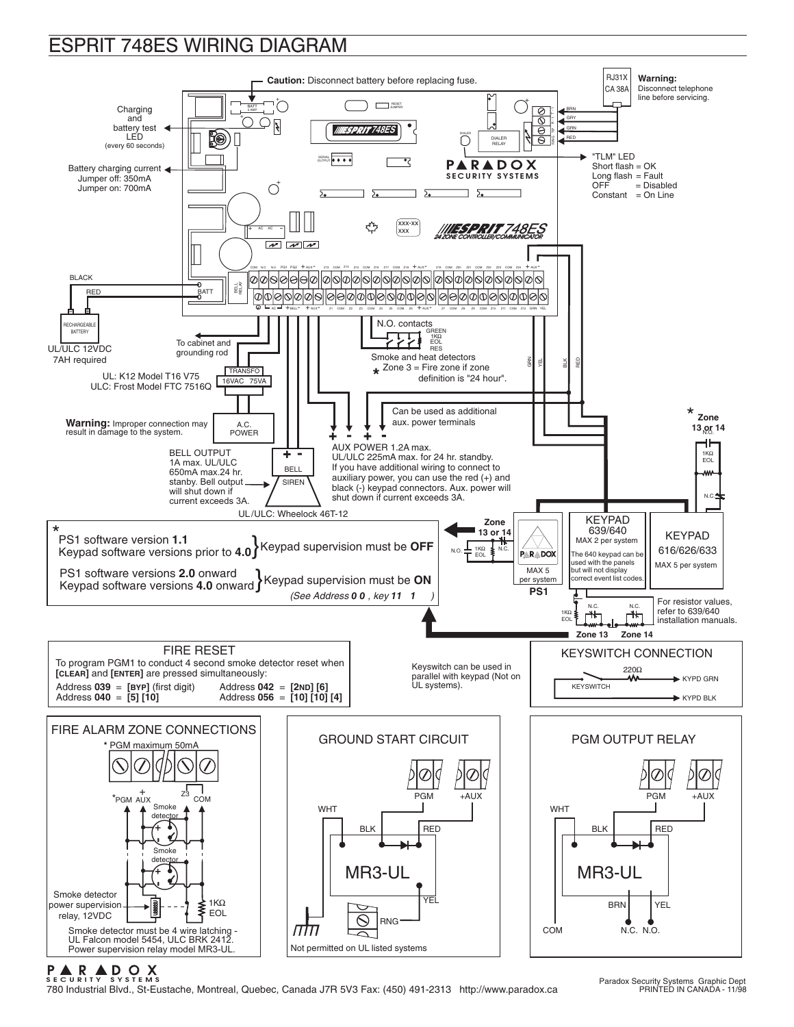# ESPRIT 748ES WIRING DIAGRAM

**Caution:** Disconnect battery before replacing fuse.

RJ31X
CA 38A

**Warning:**
Disconnect telephone line before servicing.

Charging and battery test LED (every 60 seconds)

Battery charging current
Jumper off: 350mA
Jumper on: 700mA

"TLM" LED
Short flash = OK
Long flash = Fault
OFF = Disabled
Constant = On Line

BRN
GRY
GRN
RED

DIALER
DIALER RELAY

SERIAL OUTPUT

RESET JUMPER

BATT 5 AMP

ESPRIT 748ES

PARADOX SECURITY SYSTEMS

ESPRIT 748ES
24 ZONE CONTROLLER/COMMUNICATOR

xxx-xx
xxx

AC AC

COM N.C. N.O. PG1 PG2 + AUX – Z13 COM Z14 Z15 COM Z16 Z17 COM Z18 + AUX – Z19 COM Z20 Z21 COM Z22 Z23 COM Z24 + AUX –

AC + BELL – + AUX – Z1 COM Z2 Z3 COM Z4 Z5 COM Z6 + AUX – Z7 COM Z8 Z9 COM Z10 Z11 COM Z12 GRN YEL

BELL RELAY

BLACK
RED
BATT

RECHARGEABLE BATTERY

UL/ULC 12VDC
7AH required

To cabinet and grounding rod

TRANSFO
16VAC 75VA

UL: K12 Model T16 V75
ULC: Frost Model FTC 7516Q

**Warning:** Improper connection may result in damage to the system.

A.C. POWER

N.O. contacts
GREEN
1KΩ
EOL
RES

Smoke and heat detectors
\* Zone 3 = Fire zone if zone definition is "24 hour".

GRN YEL BLK RED

Can be used as additional aux. power terminals

\+ - + -

AUX POWER 1.2A max.
UL/ULC 225mA max. for 24 hr. standby.
If you have additional wiring to connect to auxiliary power, you can use the red (+) and black (-) keypad connectors. Aux. power will shut down if current exceeds 3A.

BELL OUTPUT
1A max. UL/ULC
650mA max.24 hr. stanby. Bell output will shut down if current exceeds 3A.

\+ -
BELL
SIREN

UL/ULC: Wheelock 46T-12

\* Zone 13 or 14
N.O.
1KΩ EOL
N.C.

\*
PS1 software version **1.1**
Keypad software versions prior to **4.0** } Keypad supervision must be **OFF**

PS1 software versions **2.0** onward
Keypad software versions **4.0** onward } Keypad supervision must be **ON**

*(See Address **0 0** , key **11 1** )*

Zone 13 or 14
N.O. 1KΩ EOL N.C.

PARADOX
MAX 5 per system
**PS1**

KEYPAD
639/640
MAX 2 per system
The 640 keypad can be used with the panels but will not display correct event list codes.

KEYPAD
616/626/633
MAX 5 per system

1KΩ EOL
N.C. N.C.
Zone 13 Zone 14

For resistor values, refer to 639/640 installation manuals.

## FIRE RESET

To program PGM1 to conduct 4 second smoke detector reset when **[CLEAR]** and **[ENTER]** are pressed simultaneously:

Address **039** = **[BYP]** (first digit) Address **042** = **[2ND] [6]**
Address **040** = **[5] [10]** Address **056** = **[10] [10] [4]**

Keyswitch can be used in parallel with keypad (Not on UL systems).

## KEYSWITCH CONNECTION

220Ω
KEYSWITCH
KYPD GRN
KYPD BLK

## FIRE ALARM ZONE CONNECTIONS

\* PGM maximum 50mA

\*PGM + AUX Z3 COM

Smoke detector
Smoke detector

Smoke detector power supervision relay, 12VDC

1KΩ EOL

Smoke detector must be 4 wire latching - UL Falcon model 5454, ULC BRK 2412. Power supervision relay model MR3-UL.

## GROUND START CIRCUIT

PGM +AUX
WHT
BLK RED
MR3-UL
YEL
RNG

Not permitted on UL listed systems

## PGM OUTPUT RELAY

PGM +AUX
WHT
BLK RED
MR3-UL
BRN YEL
COM N.C. N.O.

PARADOX SECURITY SYSTEMS
780 Industrial Blvd., St-Eustache, Montreal, Quebec, Canada J7R 5V3 Fax: (450) 491-2313 http://www.paradox.ca

Paradox Security Systems Graphic Dept
PRINTED IN CANADA - 11/98